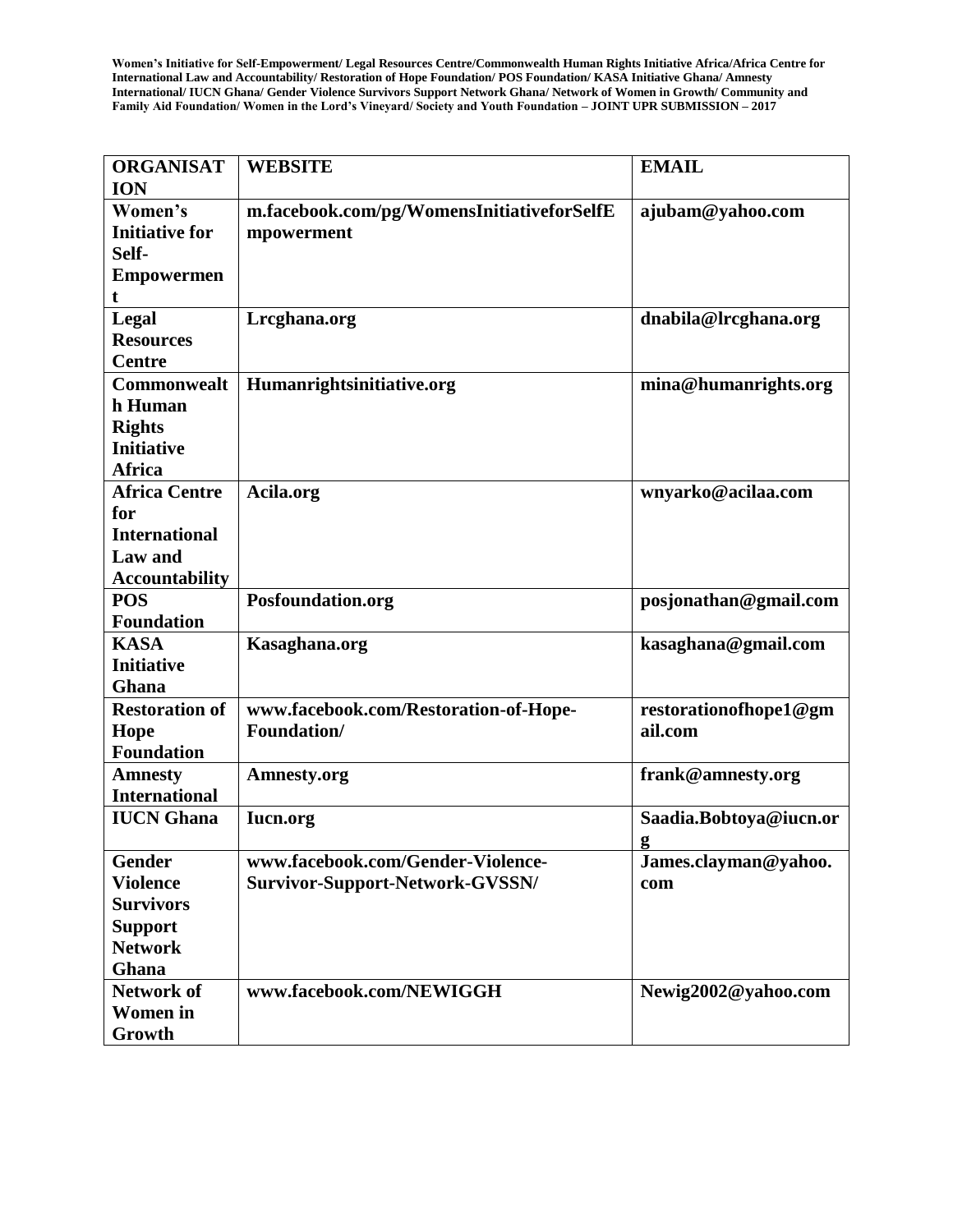| ORGANISATION | WEBSITE | EMAIL |
|---|---|---|
| **Women's Initiative for Self-Empowerment** | **m.facebook.com/pg/WomensInitiativeforSelfEmpowerment** | **ajubam@yahoo.com** |
| **Legal Resources Centre** | **Lrcghana.org** | **dnabila@lrcghana.org** |
| **Commonwealth Human Rights Initiative Africa** | **Humanrightsinitiative.org** | **mina@humanrights.org** |
| **Africa Centre for International Law and Accountability** | **Acila.org** | **wnyarko@acilaa.com** |
| **POS Foundation** | **Posfoundation.org** | **posjonathan@gmail.com** |
| **KASA Initiative Ghana** | **Kasaghana.org** | **kasaghana@gmail.com** |
| **Restoration of Hope Foundation** | **www.facebook.com/Restoration-of-Hope-Foundation/** | **restorationofhope1@gmail.com** |
| **Amnesty International** | **Amnesty.org** | **frank@amnesty.org** |
| **IUCN Ghana** | **Iucn.org** | **Saadia.Bobtoya@iucn.org** |
| **Gender Violence Survivors Support Network Ghana** | **www.facebook.com/Gender-Violence-Survivor-Support-Network-GVSSN/** | **James.clayman@yahoo.com** |
| **Network of Women in Growth** | **www.facebook.com/NEWIGGH** | **Newig2002@yahoo.com** |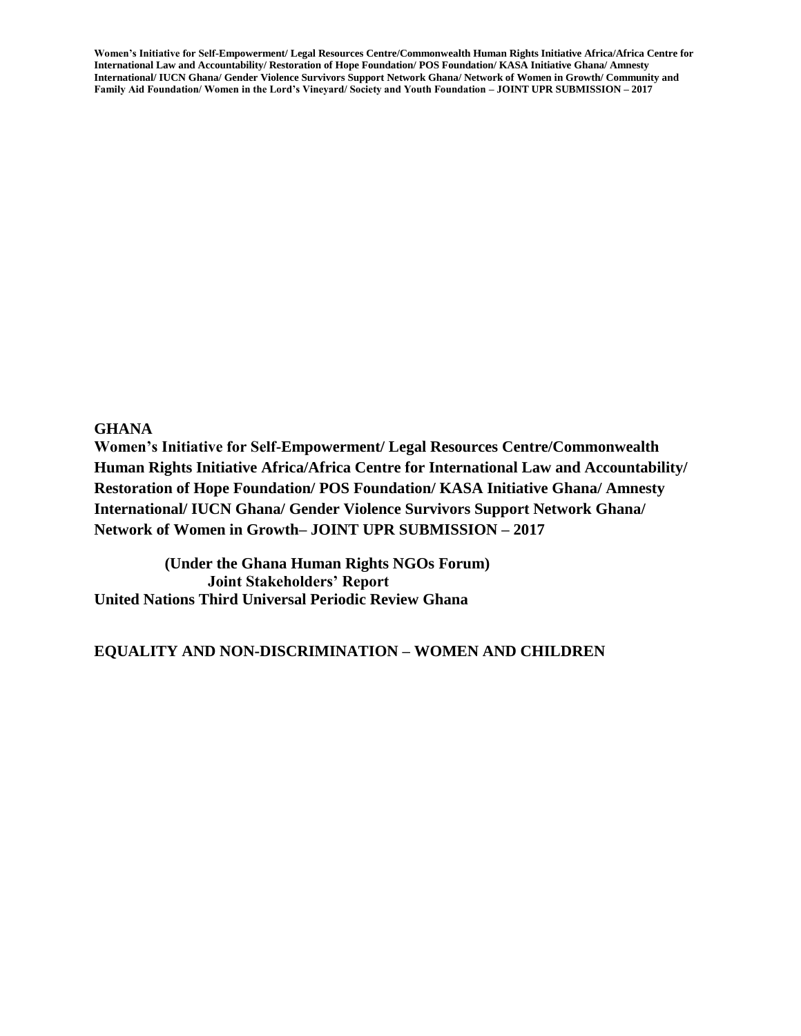**GHANA**

**Women's Initiative for Self-Empowerment/ Legal Resources Centre/Commonwealth Human Rights Initiative Africa/Africa Centre for International Law and Accountability/ Restoration of Hope Foundation/ POS Foundation/ KASA Initiative Ghana/ Amnesty International/ IUCN Ghana/ Gender Violence Survivors Support Network Ghana/ Network of Women in Growth– JOINT UPR SUBMISSION – 2017**

**(Under the Ghana Human Rights NGOs Forum)**
**Joint Stakeholders' Report**
**United Nations Third Universal Periodic Review Ghana**

**EQUALITY AND NON-DISCRIMINATION – WOMEN AND CHILDREN**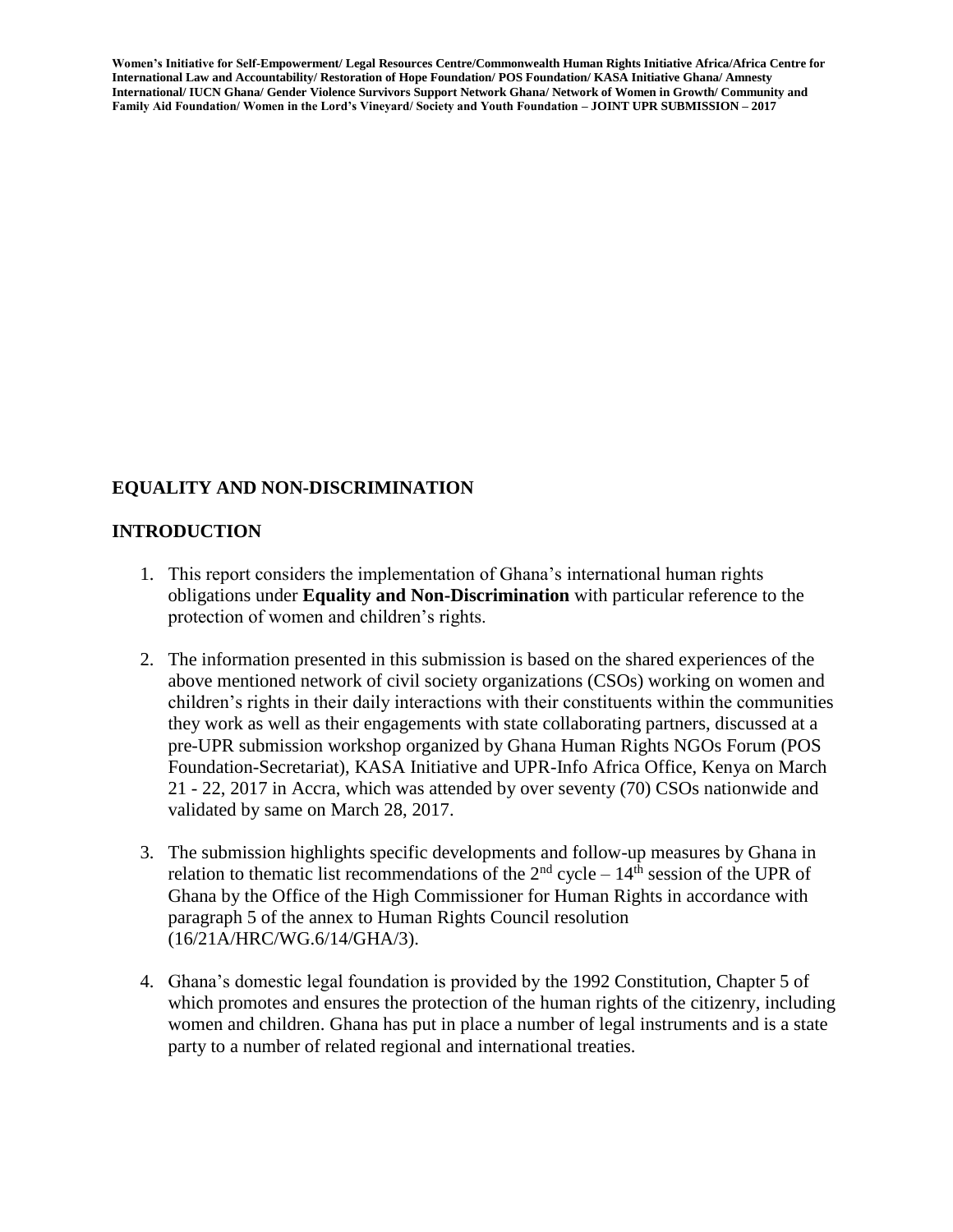## EQUALITY AND NON-DISCRIMINATION

## INTRODUCTION

1. This report considers the implementation of Ghana's international human rights obligations under **Equality and Non-Discrimination** with particular reference to the protection of women and children's rights.

2. The information presented in this submission is based on the shared experiences of the above mentioned network of civil society organizations (CSOs) working on women and children's rights in their daily interactions with their constituents within the communities they work as well as their engagements with state collaborating partners, discussed at a pre-UPR submission workshop organized by Ghana Human Rights NGOs Forum (POS Foundation-Secretariat), KASA Initiative and UPR-Info Africa Office, Kenya on March 21 - 22, 2017 in Accra, which was attended by over seventy (70) CSOs nationwide and validated by same on March 28, 2017.

3. The submission highlights specific developments and follow-up measures by Ghana in relation to thematic list recommendations of the 2nd cycle – 14th session of the UPR of Ghana by the Office of the High Commissioner for Human Rights in accordance with paragraph 5 of the annex to Human Rights Council resolution (16/21A/HRC/WG.6/14/GHA/3).

4. Ghana's domestic legal foundation is provided by the 1992 Constitution, Chapter 5 of which promotes and ensures the protection of the human rights of the citizenry, including women and children. Ghana has put in place a number of legal instruments and is a state party to a number of related regional and international treaties.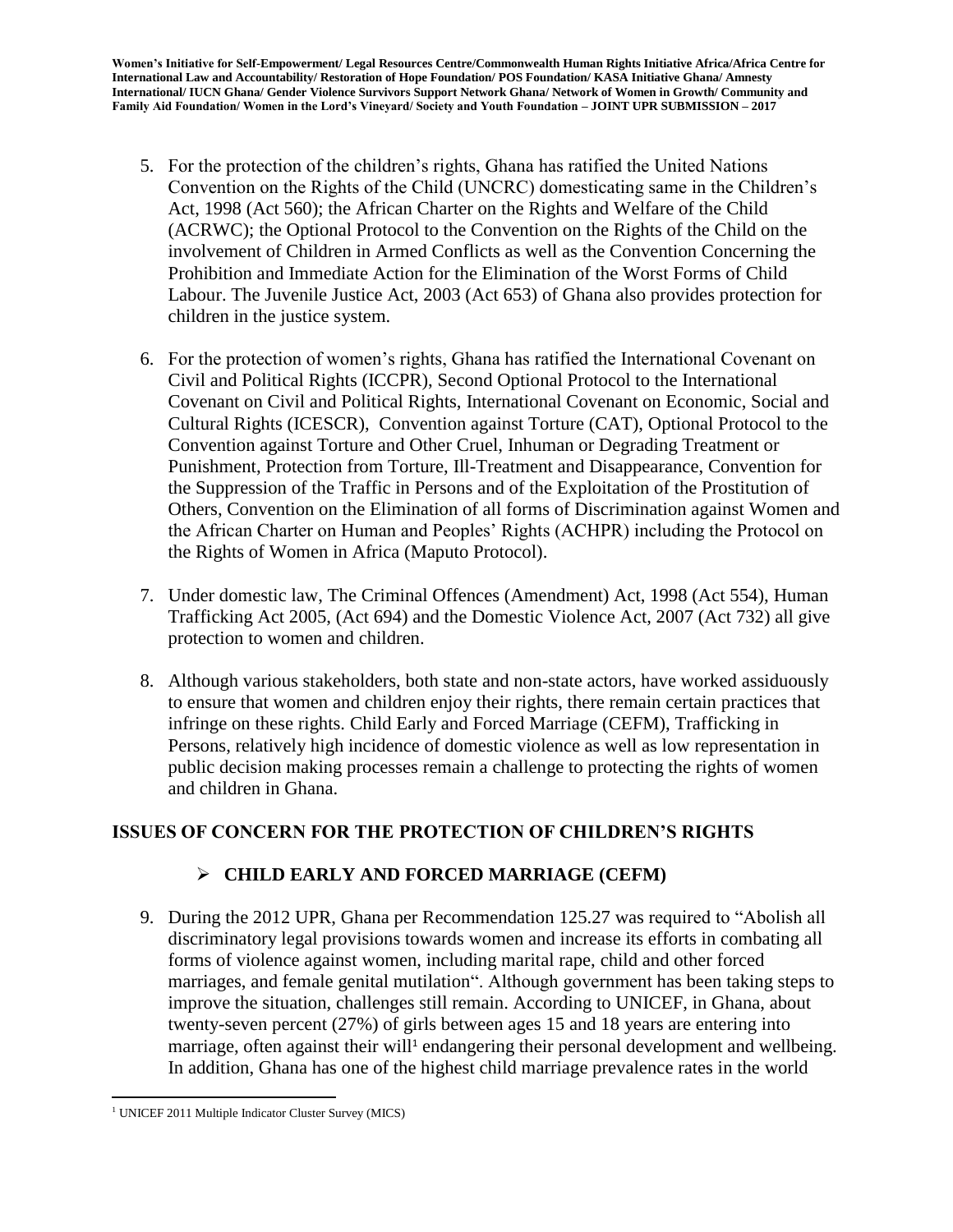5. For the protection of the children's rights, Ghana has ratified the United Nations Convention on the Rights of the Child (UNCRC) domesticating same in the Children's Act, 1998 (Act 560); the African Charter on the Rights and Welfare of the Child (ACRWC); the Optional Protocol to the Convention on the Rights of the Child on the involvement of Children in Armed Conflicts as well as the Convention Concerning the Prohibition and Immediate Action for the Elimination of the Worst Forms of Child Labour. The Juvenile Justice Act, 2003 (Act 653) of Ghana also provides protection for children in the justice system.

6. For the protection of women's rights, Ghana has ratified the International Covenant on Civil and Political Rights (ICCPR), Second Optional Protocol to the International Covenant on Civil and Political Rights, International Covenant on Economic, Social and Cultural Rights (ICESCR), Convention against Torture (CAT), Optional Protocol to the Convention against Torture and Other Cruel, Inhuman or Degrading Treatment or Punishment, Protection from Torture, Ill-Treatment and Disappearance, Convention for the Suppression of the Traffic in Persons and of the Exploitation of the Prostitution of Others, Convention on the Elimination of all forms of Discrimination against Women and the African Charter on Human and Peoples' Rights (ACHPR) including the Protocol on the Rights of Women in Africa (Maputo Protocol).

7. Under domestic law, The Criminal Offences (Amendment) Act, 1998 (Act 554), Human Trafficking Act 2005, (Act 694) and the Domestic Violence Act, 2007 (Act 732) all give protection to women and children.

8. Although various stakeholders, both state and non-state actors, have worked assiduously to ensure that women and children enjoy their rights, there remain certain practices that infringe on these rights. Child Early and Forced Marriage (CEFM), Trafficking in Persons, relatively high incidence of domestic violence as well as low representation in public decision making processes remain a challenge to protecting the rights of women and children in Ghana.

## ISSUES OF CONCERN FOR THE PROTECTION OF CHILDREN'S RIGHTS

### CHILD EARLY AND FORCED MARRIAGE (CEFM)

9. During the 2012 UPR, Ghana per Recommendation 125.27 was required to "Abolish all discriminatory legal provisions towards women and increase its efforts in combating all forms of violence against women, including marital rape, child and other forced marriages, and female genital mutilation". Although government has been taking steps to improve the situation, challenges still remain. According to UNICEF, in Ghana, about twenty-seven percent (27%) of girls between ages 15 and 18 years are entering into marriage, often against their will[1] endangering their personal development and wellbeing. In addition, Ghana has one of the highest child marriage prevalence rates in the world

[1] UNICEF 2011 Multiple Indicator Cluster Survey (MICS)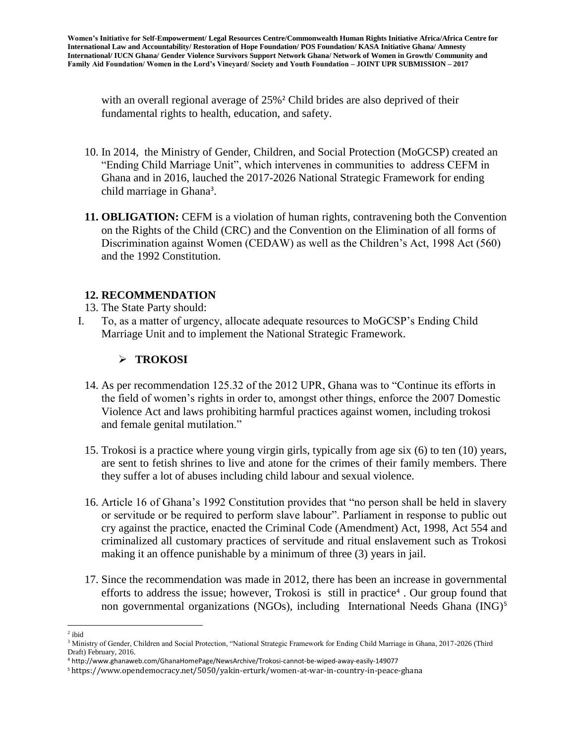with an overall regional average of 25%[2] Child brides are also deprived of their fundamental rights to health, education, and safety.

10. In 2014, the Ministry of Gender, Children, and Social Protection (MoGCSP) created an "Ending Child Marriage Unit", which intervenes in communities to address CEFM in Ghana and in 2016, lauched the 2017-2026 National Strategic Framework for ending child marriage in Ghana[3].

11. **OBLIGATION:** CEFM is a violation of human rights, contravening both the Convention on the Rights of the Child (CRC) and the Convention on the Elimination of all forms of Discrimination against Women (CEDAW) as well as the Children's Act, 1998 Act (560) and the 1992 Constitution.

12. **RECOMMENDATION**

13. The State Party should:

I. To, as a matter of urgency, allocate adequate resources to MoGCSP's Ending Child Marriage Unit and to implement the National Strategic Framework.

- **TROKOSI**

14. As per recommendation 125.32 of the 2012 UPR, Ghana was to "Continue its efforts in the field of women's rights in order to, amongst other things, enforce the 2007 Domestic Violence Act and laws prohibiting harmful practices against women, including trokosi and female genital mutilation."

15. Trokosi is a practice where young virgin girls, typically from age six (6) to ten (10) years, are sent to fetish shrines to live and atone for the crimes of their family members. There they suffer a lot of abuses including child labour and sexual violence.

16. Article 16 of Ghana's 1992 Constitution provides that "no person shall be held in slavery or servitude or be required to perform slave labour". Parliament in response to public out cry against the practice, enacted the Criminal Code (Amendment) Act, 1998, Act 554 and criminalized all customary practices of servitude and ritual enslavement such as Trokosi making it an offence punishable by a minimum of three (3) years in jail.

17. Since the recommendation was made in 2012, there has been an increase in governmental efforts to address the issue; however, Trokosi is still in practice[4] . Our group found that non governmental organizations (NGOs), including International Needs Ghana (ING)[5]

---

[2] ibid

[3] Ministry of Gender, Children and Social Protection, "National Strategic Framework for Ending Child Marriage in Ghana, 2017-2026 (Third Draft) February, 2016.

[4] http://www.ghanaweb.com/GhanaHomePage/NewsArchive/Trokosi-cannot-be-wiped-away-easily-149077

[5] https://www.opendemocracy.net/5050/yakin-erturk/women-at-war-in-country-in-peace-ghana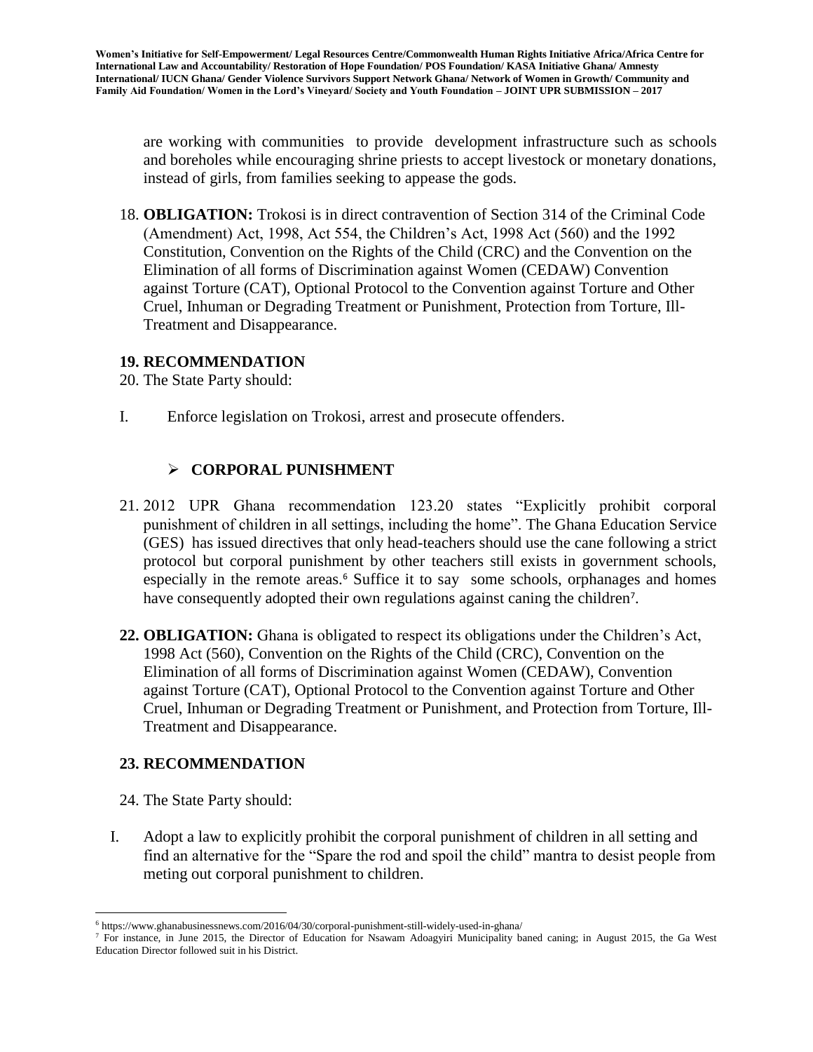are working with communities to provide development infrastructure such as schools and boreholes while encouraging shrine priests to accept livestock or monetary donations, instead of girls, from families seeking to appease the gods.

18. **OBLIGATION:** Trokosi is in direct contravention of Section 314 of the Criminal Code (Amendment) Act, 1998, Act 554, the Children's Act, 1998 Act (560) and the 1992 Constitution, Convention on the Rights of the Child (CRC) and the Convention on the Elimination of all forms of Discrimination against Women (CEDAW) Convention against Torture (CAT), Optional Protocol to the Convention against Torture and Other Cruel, Inhuman or Degrading Treatment or Punishment, Protection from Torture, Ill-Treatment and Disappearance.

**19. RECOMMENDATION**

20. The State Party should:

I. Enforce legislation on Trokosi, arrest and prosecute offenders.

- **CORPORAL PUNISHMENT**

21. 2012 UPR Ghana recommendation 123.20 states "Explicitly prohibit corporal punishment of children in all settings, including the home". The Ghana Education Service (GES) has issued directives that only head-teachers should use the cane following a strict protocol but corporal punishment by other teachers still exists in government schools, especially in the remote areas.[6] Suffice it to say some schools, orphanages and homes have consequently adopted their own regulations against caning the children[7].

22. **OBLIGATION:** Ghana is obligated to respect its obligations under the Children's Act, 1998 Act (560), Convention on the Rights of the Child (CRC), Convention on the Elimination of all forms of Discrimination against Women (CEDAW), Convention against Torture (CAT), Optional Protocol to the Convention against Torture and Other Cruel, Inhuman or Degrading Treatment or Punishment, and Protection from Torture, Ill-Treatment and Disappearance.

**23. RECOMMENDATION**

24. The State Party should:

I. Adopt a law to explicitly prohibit the corporal punishment of children in all setting and find an alternative for the "Spare the rod and spoil the child" mantra to desist people from meting out corporal punishment to children.

---

[6] https://www.ghanabusinessnews.com/2016/04/30/corporal-punishment-still-widely-used-in-ghana/

[7] For instance, in June 2015, the Director of Education for Nsawam Adoagyiri Municipality baned caning; in August 2015, the Ga West Education Director followed suit in his District.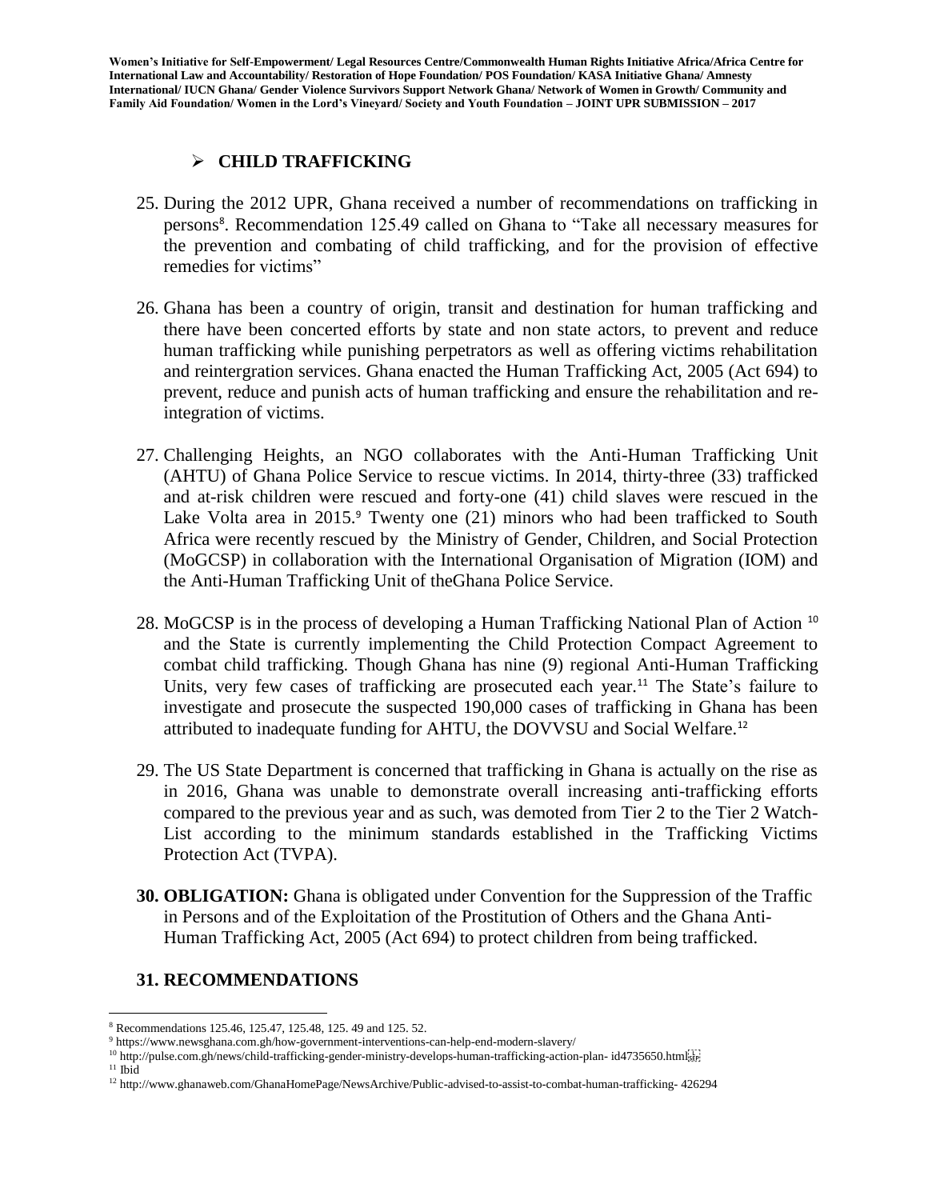## ➢ CHILD TRAFFICKING

25. During the 2012 UPR, Ghana received a number of recommendations on trafficking in persons[8]. Recommendation 125.49 called on Ghana to "Take all necessary measures for the prevention and combating of child trafficking, and for the provision of effective remedies for victims"

26. Ghana has been a country of origin, transit and destination for human trafficking and there have been concerted efforts by state and non state actors, to prevent and reduce human trafficking while punishing perpetrators as well as offering victims rehabilitation and reintergration services. Ghana enacted the Human Trafficking Act, 2005 (Act 694) to prevent, reduce and punish acts of human trafficking and ensure the rehabilitation and re-integration of victims.

27. Challenging Heights, an NGO collaborates with the Anti-Human Trafficking Unit (AHTU) of Ghana Police Service to rescue victims. In 2014, thirty-three (33) trafficked and at-risk children were rescued and forty-one (41) child slaves were rescued in the Lake Volta area in 2015.[9] Twenty one (21) minors who had been trafficked to South Africa were recently rescued by the Ministry of Gender, Children, and Social Protection (MoGCSP) in collaboration with the International Organisation of Migration (IOM) and the Anti-Human Trafficking Unit of theGhana Police Service.

28. MoGCSP is in the process of developing a Human Trafficking National Plan of Action [10] and the State is currently implementing the Child Protection Compact Agreement to combat child trafficking. Though Ghana has nine (9) regional Anti-Human Trafficking Units, very few cases of trafficking are prosecuted each year.[11] The State's failure to investigate and prosecute the suspected 190,000 cases of trafficking in Ghana has been attributed to inadequate funding for AHTU, the DOVVSU and Social Welfare.[12]

29. The US State Department is concerned that trafficking in Ghana is actually on the rise as in 2016, Ghana was unable to demonstrate overall increasing anti-trafficking efforts compared to the previous year and as such, was demoted from Tier 2 to the Tier 2 Watch-List according to the minimum standards established in the Trafficking Victims Protection Act (TVPA).

30. **OBLIGATION:** Ghana is obligated under Convention for the Suppression of the Traffic in Persons and of the Exploitation of the Prostitution of Others and the Ghana Anti-Human Trafficking Act, 2005 (Act 694) to protect children from being trafficked.

### 31. RECOMMENDATIONS

---

[8] Recommendations 125.46, 125.47, 125.48, 125. 49 and 125. 52.

[9] https://www.newsghana.com.gh/how-government-interventions-can-help-end-modern-slavery/

[10] http://pulse.com.gh/news/child-trafficking-gender-ministry-develops-human-trafficking-action-plan- id4735650.html

[11] Ibid

[12] http://www.ghanaweb.com/GhanaHomePage/NewsArchive/Public-advised-to-assist-to-combat-human-trafficking- 426294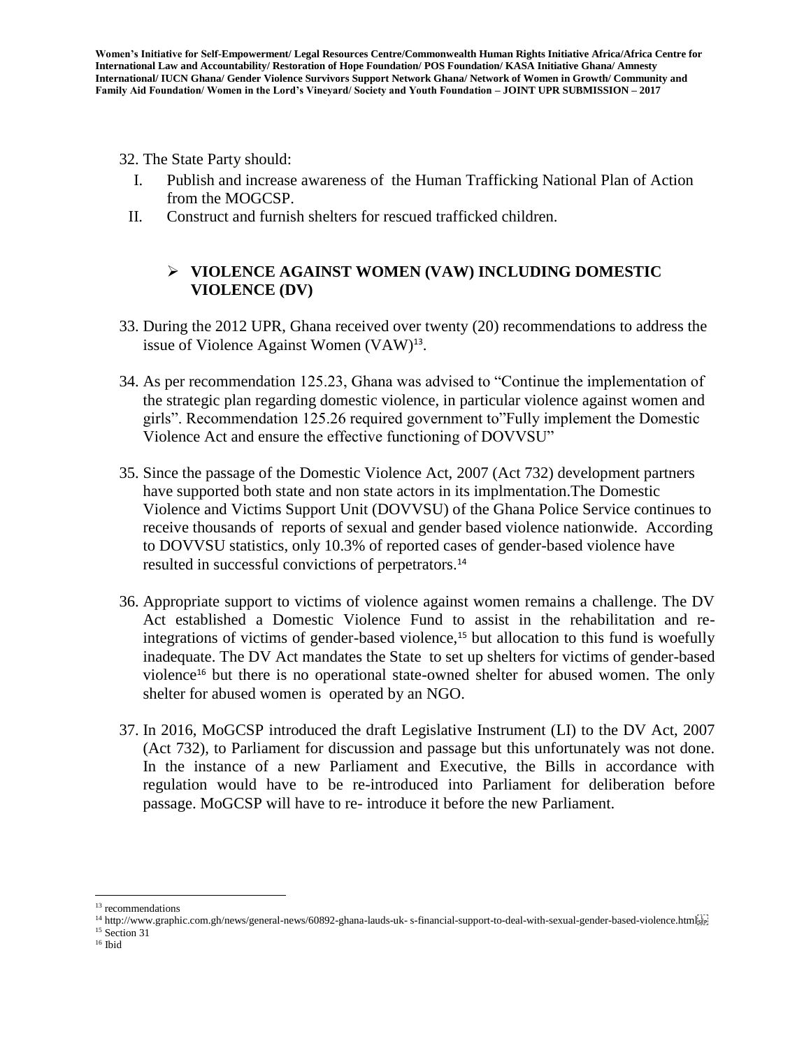32. The State Party should:

    I. Publish and increase awareness of the Human Trafficking National Plan of Action from the MOGCSP.

    II. Construct and furnish shelters for rescued trafficked children.

- **VIOLENCE AGAINST WOMEN (VAW) INCLUDING DOMESTIC VIOLENCE (DV)**

33. During the 2012 UPR, Ghana received over twenty (20) recommendations to address the issue of Violence Against Women (VAW)[13].

34. As per recommendation 125.23, Ghana was advised to "Continue the implementation of the strategic plan regarding domestic violence, in particular violence against women and girls". Recommendation 125.26 required government to"Fully implement the Domestic Violence Act and ensure the effective functioning of DOVVSU"

35. Since the passage of the Domestic Violence Act, 2007 (Act 732) development partners have supported both state and non state actors in its implmentation.The Domestic Violence and Victims Support Unit (DOVVSU) of the Ghana Police Service continues to receive thousands of reports of sexual and gender based violence nationwide. According to DOVVSU statistics, only 10.3% of reported cases of gender-based violence have resulted in successful convictions of perpetrators.[14]

36. Appropriate support to victims of violence against women remains a challenge. The DV Act established a Domestic Violence Fund to assist in the rehabilitation and re-integrations of victims of gender-based violence,[15] but allocation to this fund is woefully inadequate. The DV Act mandates the State to set up shelters for victims of gender-based violence[16] but there is no operational state-owned shelter for abused women. The only shelter for abused women is operated by an NGO.

37. In 2016, MoGCSP introduced the draft Legislative Instrument (LI) to the DV Act, 2007 (Act 732), to Parliament for discussion and passage but this unfortunately was not done. In the instance of a new Parliament and Executive, the Bills in accordance with regulation would have to be re-introduced into Parliament for deliberation before passage. MoGCSP will have to re- introduce it before the new Parliament.

---

[13] recommendations

[14] http://www.graphic.com.gh/news/general-news/60892-ghana-lauds-uk- s-financial-support-to-deal-with-sexual-gender-based-violence.html

[15] Section 31

[16] Ibid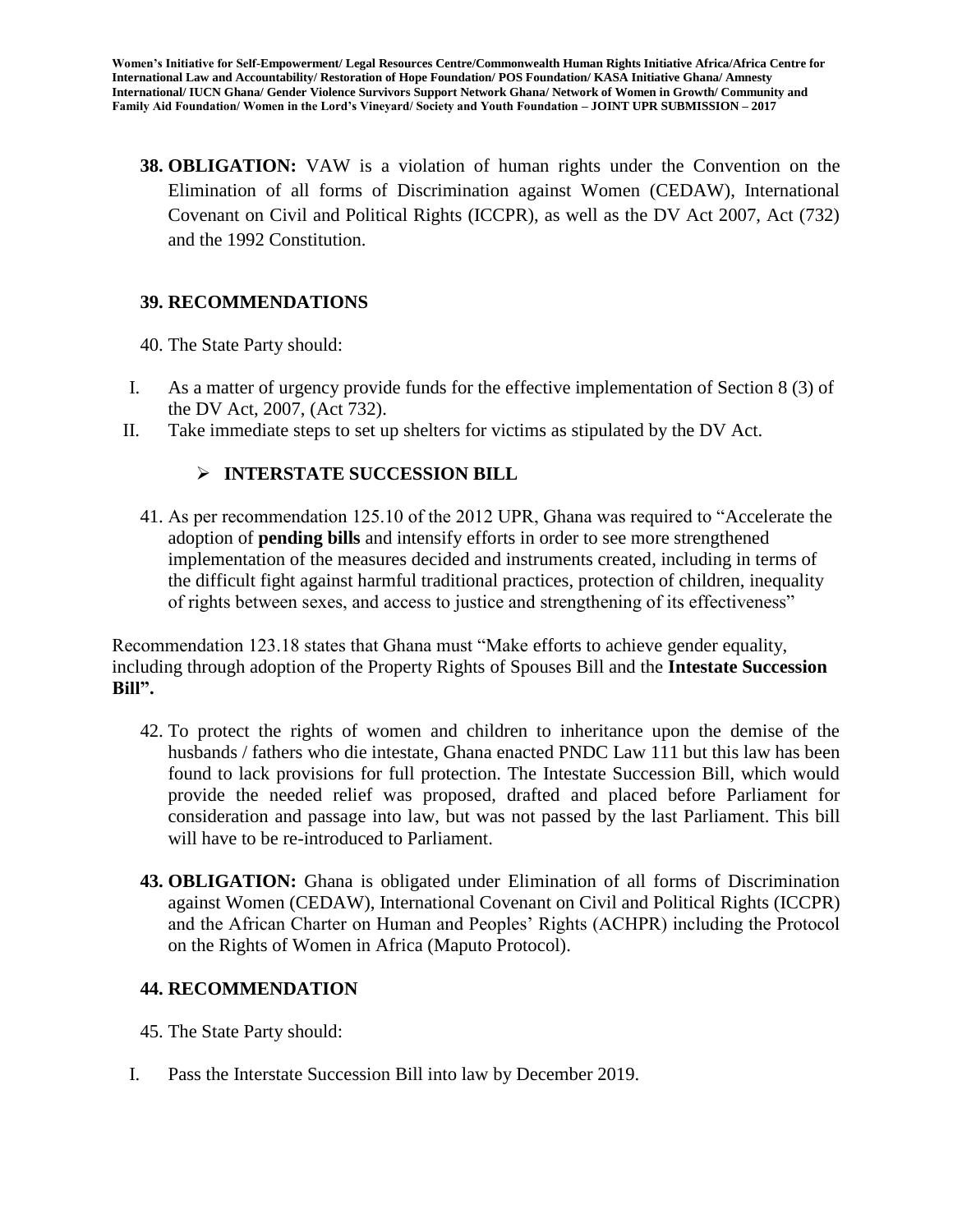**38. OBLIGATION:** VAW is a violation of human rights under the Convention on the Elimination of all forms of Discrimination against Women (CEDAW), International Covenant on Civil and Political Rights (ICCPR), as well as the DV Act 2007, Act (732) and the 1992 Constitution.

**39. RECOMMENDATIONS**

40. The State Party should:

I. As a matter of urgency provide funds for the effective implementation of Section 8 (3) of the DV Act, 2007, (Act 732).
II. Take immediate steps to set up shelters for victims as stipulated by the DV Act.

- **INTERSTATE SUCCESSION BILL**

41. As per recommendation 125.10 of the 2012 UPR, Ghana was required to "Accelerate the adoption of **pending bills** and intensify efforts in order to see more strengthened implementation of the measures decided and instruments created, including in terms of the difficult fight against harmful traditional practices, protection of children, inequality of rights between sexes, and access to justice and strengthening of its effectiveness"

Recommendation 123.18 states that Ghana must "Make efforts to achieve gender equality, including through adoption of the Property Rights of Spouses Bill and the **Intestate Succession Bill".**

42. To protect the rights of women and children to inheritance upon the demise of the husbands / fathers who die intestate, Ghana enacted PNDC Law 111 but this law has been found to lack provisions for full protection. The Intestate Succession Bill, which would provide the needed relief was proposed, drafted and placed before Parliament for consideration and passage into law, but was not passed by the last Parliament. This bill will have to be re-introduced to Parliament.

**43. OBLIGATION:** Ghana is obligated under Elimination of all forms of Discrimination against Women (CEDAW), International Covenant on Civil and Political Rights (ICCPR) and the African Charter on Human and Peoples' Rights (ACHPR) including the Protocol on the Rights of Women in Africa (Maputo Protocol).

**44. RECOMMENDATION**

45. The State Party should:

I. Pass the Interstate Succession Bill into law by December 2019.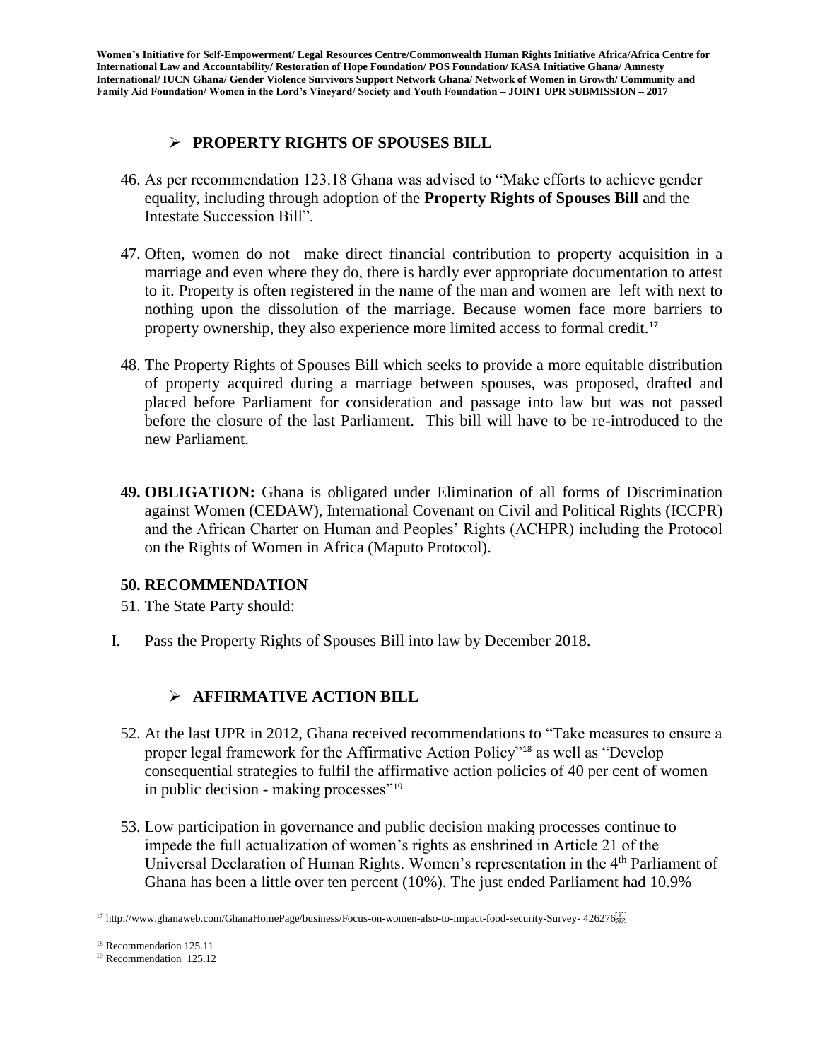## PROPERTY RIGHTS OF SPOUSES BILL

46. As per recommendation 123.18 Ghana was advised to "Make efforts to achieve gender equality, including through adoption of the **Property Rights of Spouses Bill** and the Intestate Succession Bill".

47. Often, women do not make direct financial contribution to property acquisition in a marriage and even where they do, there is hardly ever appropriate documentation to attest to it. Property is often registered in the name of the man and women are left with next to nothing upon the dissolution of the marriage. Because women face more barriers to property ownership, they also experience more limited access to formal credit.[17]

48. The Property Rights of Spouses Bill which seeks to provide a more equitable distribution of property acquired during a marriage between spouses, was proposed, drafted and placed before Parliament for consideration and passage into law but was not passed before the closure of the last Parliament. This bill will have to be re-introduced to the new Parliament.

49. **OBLIGATION:** Ghana is obligated under Elimination of all forms of Discrimination against Women (CEDAW), International Covenant on Civil and Political Rights (ICCPR) and the African Charter on Human and Peoples' Rights (ACHPR) including the Protocol on the Rights of Women in Africa (Maputo Protocol).

### 50. RECOMMENDATION

51. The State Party should:

I. Pass the Property Rights of Spouses Bill into law by December 2018.

## AFFIRMATIVE ACTION BILL

52. At the last UPR in 2012, Ghana received recommendations to "Take measures to ensure a proper legal framework for the Affirmative Action Policy"[18] as well as "Develop consequential strategies to fulfil the affirmative action policies of 40 per cent of women in public decision - making processes"[19]

53. Low participation in governance and public decision making processes continue to impede the full actualization of women's rights as enshrined in Article 21 of the Universal Declaration of Human Rights. Women's representation in the 4th Parliament of Ghana has been a little over ten percent (10%). The just ended Parliament had 10.9%

---

[17] http://www.ghanaweb.com/GhanaHomePage/business/Focus-on-women-also-to-impact-food-security-Survey- 426276

[18] Recommendation 125.11

[19] Recommendation 125.12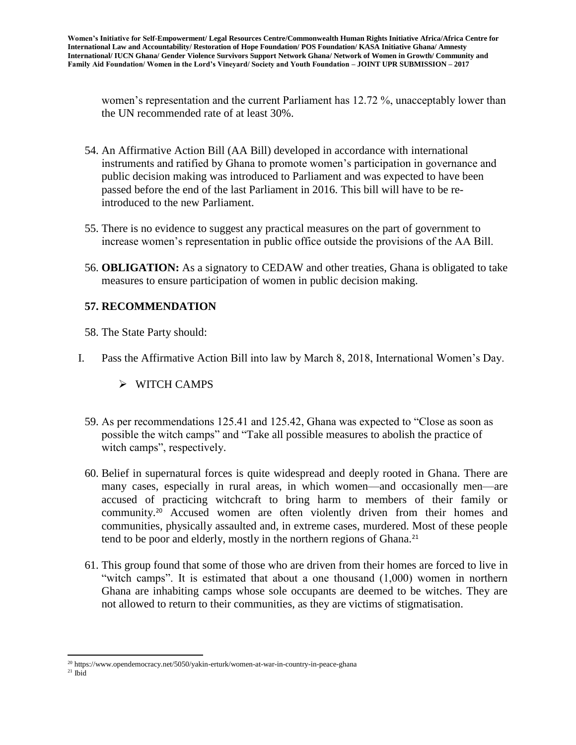women's representation and the current Parliament has 12.72 %, unacceptably lower than the UN recommended rate of at least 30%.

54. An Affirmative Action Bill (AA Bill) developed in accordance with international instruments and ratified by Ghana to promote women's participation in governance and public decision making was introduced to Parliament and was expected to have been passed before the end of the last Parliament in 2016. This bill will have to be re-introduced to the new Parliament.

55. There is no evidence to suggest any practical measures on the part of government to increase women's representation in public office outside the provisions of the AA Bill.

56. **OBLIGATION:** As a signatory to CEDAW and other treaties, Ghana is obligated to take measures to ensure participation of women in public decision making.

**57. RECOMMENDATION**

58. The State Party should:

I. Pass the Affirmative Action Bill into law by March 8, 2018, International Women's Day.

- WITCH CAMPS

59. As per recommendations 125.41 and 125.42, Ghana was expected to "Close as soon as possible the witch camps" and "Take all possible measures to abolish the practice of witch camps", respectively.

60. Belief in supernatural forces is quite widespread and deeply rooted in Ghana. There are many cases, especially in rural areas, in which women—and occasionally men—are accused of practicing witchcraft to bring harm to members of their family or community.[20] Accused women are often violently driven from their homes and communities, physically assaulted and, in extreme cases, murdered. Most of these people tend to be poor and elderly, mostly in the northern regions of Ghana.[21]

61. This group found that some of those who are driven from their homes are forced to live in "witch camps". It is estimated that about a one thousand (1,000) women in northern Ghana are inhabiting camps whose sole occupants are deemed to be witches. They are not allowed to return to their communities, as they are victims of stigmatisation.

---

[20] https://www.opendemocracy.net/5050/yakin-erturk/women-at-war-in-country-in-peace-ghana

[21] Ibid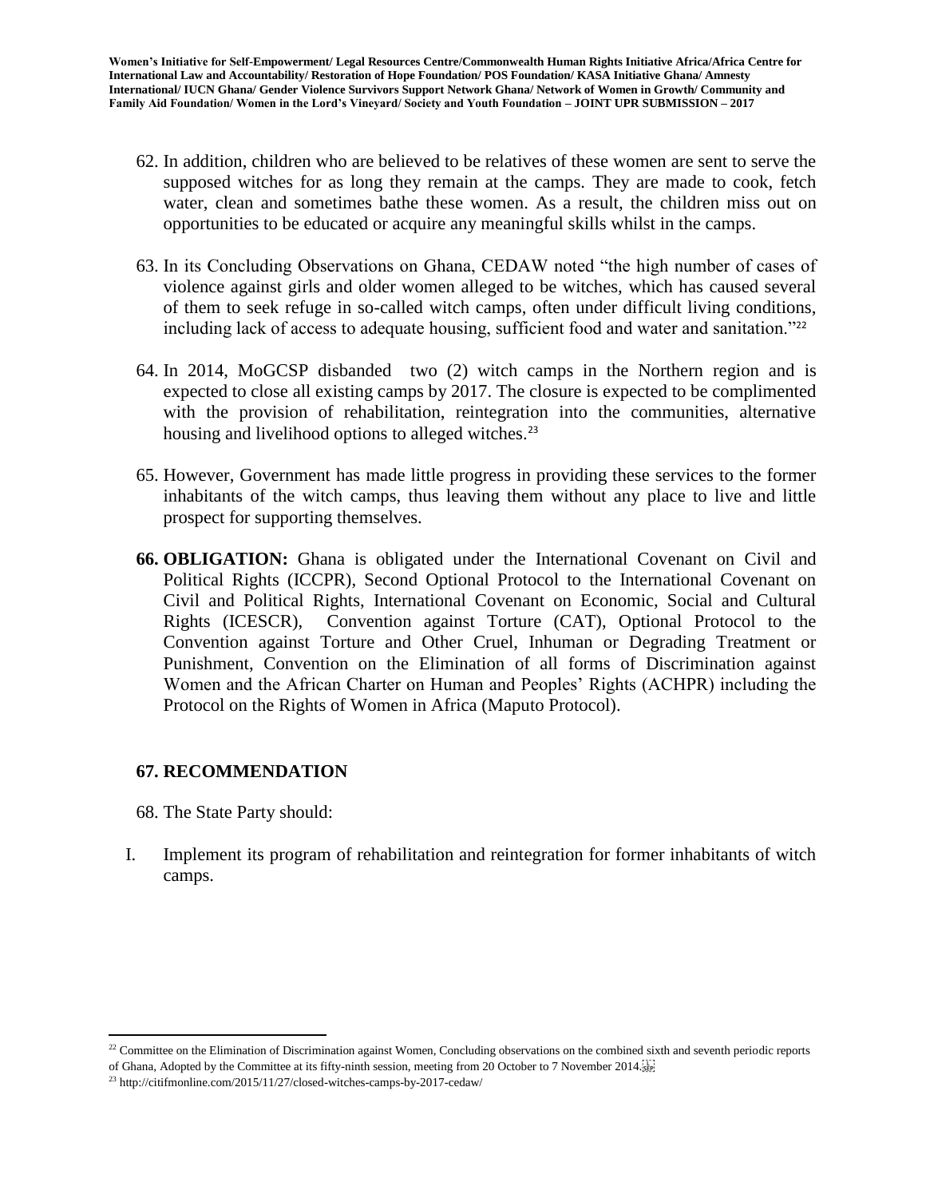62. In addition, children who are believed to be relatives of these women are sent to serve the supposed witches for as long they remain at the camps. They are made to cook, fetch water, clean and sometimes bathe these women. As a result, the children miss out on opportunities to be educated or acquire any meaningful skills whilst in the camps.

63. In its Concluding Observations on Ghana, CEDAW noted "the high number of cases of violence against girls and older women alleged to be witches, which has caused several of them to seek refuge in so-called witch camps, often under difficult living conditions, including lack of access to adequate housing, sufficient food and water and sanitation."[22]

64. In 2014, MoGCSP disbanded two (2) witch camps in the Northern region and is expected to close all existing camps by 2017. The closure is expected to be complimented with the provision of rehabilitation, reintegration into the communities, alternative housing and livelihood options to alleged witches.[23]

65. However, Government has made little progress in providing these services to the former inhabitants of the witch camps, thus leaving them without any place to live and little prospect for supporting themselves.

66. **OBLIGATION:** Ghana is obligated under the International Covenant on Civil and Political Rights (ICCPR), Second Optional Protocol to the International Covenant on Civil and Political Rights, International Covenant on Economic, Social and Cultural Rights (ICESCR), Convention against Torture (CAT), Optional Protocol to the Convention against Torture and Other Cruel, Inhuman or Degrading Treatment or Punishment, Convention on the Elimination of all forms of Discrimination against Women and the African Charter on Human and Peoples' Rights (ACHPR) including the Protocol on the Rights of Women in Africa (Maputo Protocol).

**67. RECOMMENDATION**

68. The State Party should:

I. Implement its program of rehabilitation and reintegration for former inhabitants of witch camps.

---

[22] Committee on the Elimination of Discrimination against Women, Concluding observations on the combined sixth and seventh periodic reports of Ghana, Adopted by the Committee at its fifty-ninth session, meeting from 20 October to 7 November 2014.

[23] http://citifmonline.com/2015/11/27/closed-witches-camps-by-2017-cedaw/